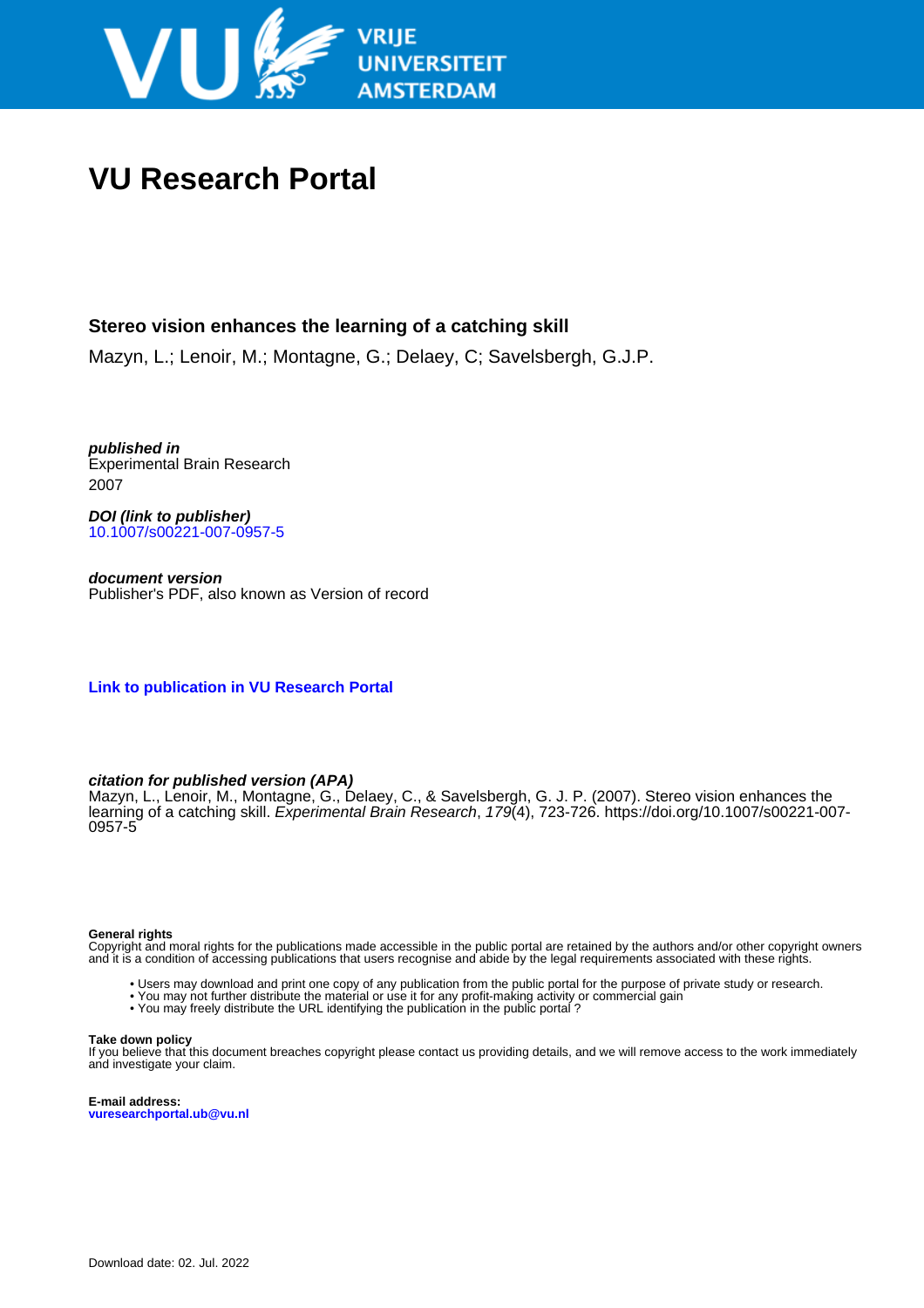# VU Research Portal

## Stereo vision enhances the learning of a catching skill

Mazyn, L.; Lenoir, M.; Montagne, G.; Delaey, C; Savelsbergh, G.J.P.

***published in***
Experimental Brain Research
2007

***DOI (link to publisher)***
10.1007/s00221-007-0957-5

***document version***
Publisher's PDF, also known as Version of record

**Link to publication in VU Research Portal**

***citation for published version (APA)***
Mazyn, L., Lenoir, M., Montagne, G., Delaey, C., & Savelsbergh, G. J. P. (2007). Stereo vision enhances the learning of a catching skill. *Experimental Brain Research*, *179*(4), 723-726. https://doi.org/10.1007/s00221-007-0957-5

**General rights**
Copyright and moral rights for the publications made accessible in the public portal are retained by the authors and/or other copyright owners and it is a condition of accessing publications that users recognise and abide by the legal requirements associated with these rights.

- Users may download and print one copy of any publication from the public portal for the purpose of private study or research.
- You may not further distribute the material or use it for any profit-making activity or commercial gain
- You may freely distribute the URL identifying the publication in the public portal ?

**Take down policy**
If you believe that this document breaches copyright please contact us providing details, and we will remove access to the work immediately and investigate your claim.

**E-mail address:**
**vuresearchportal.ub@vu.nl**

Download date: 02. Jul. 2022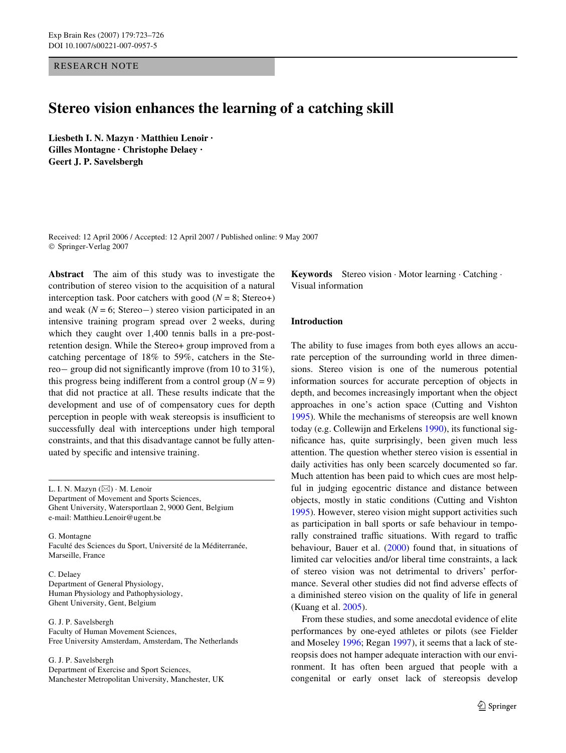RESEARCH NOTE

# Stereo vision enhances the learning of a catching skill

**Liesbeth I. N. Mazyn · Matthieu Lenoir · Gilles Montagne · Christophe Delaey · Geert J. P. Savelsbergh**

Received: 12 April 2006 / Accepted: 12 April 2007 / Published online: 9 May 2007
© Springer-Verlag 2007

**Abstract** The aim of this study was to investigate the contribution of stereo vision to the acquisition of a natural interception task. Poor catchers with good ($N = 8$; Stereo+) and weak ($N = 6$; Stereo−) stereo vision participated in an intensive training program spread over 2 weeks, during which they caught over 1,400 tennis balls in a pre-post-retention design. While the Stereo+ group improved from a catching percentage of 18% to 59%, catchers in the Stereo− group did not significantly improve (from 10 to 31%), this progress being indifferent from a control group ($N = 9$) that did not practice at all. These results indicate that the development and use of of compensatory cues for depth perception in people with weak stereopsis is insufficient to successfully deal with interceptions under high temporal constraints, and that this disadvantage cannot be fully attenuated by specific and intensive training.

**Keywords** Stereo vision · Motor learning · Catching · Visual information

L. I. N. Mazyn (✉) · M. Lenoir
Department of Movement and Sports Sciences, Ghent University, Watersportlaan 2, 9000 Gent, Belgium
e-mail: Matthieu.Lenoir@ugent.be

G. Montagne
Faculté des Sciences du Sport, Université de la Méditerranée, Marseille, France

C. Delaey
Department of General Physiology, Human Physiology and Pathophysiology, Ghent University, Gent, Belgium

G. J. P. Savelsbergh
Faculty of Human Movement Sciences, Free University Amsterdam, Amsterdam, The Netherlands

G. J. P. Savelsbergh
Department of Exercise and Sport Sciences, Manchester Metropolitan University, Manchester, UK

## Introduction

The ability to fuse images from both eyes allows an accurate perception of the surrounding world in three dimensions. Stereo vision is one of the numerous potential information sources for accurate perception of objects in depth, and becomes increasingly important when the object approaches in one's action space (Cutting and Vishton 1995). While the mechanisms of stereopsis are well known today (e.g. Collewijn and Erkelens 1990), its functional significance has, quite surprisingly, been given much less attention. The question whether stereo vision is essential in daily activities has only been scarcely documented so far. Much attention has been paid to which cues are most helpful in judging egocentric distance and distance between objects, mostly in static conditions (Cutting and Vishton 1995). However, stereo vision might support activities such as participation in ball sports or safe behaviour in temporally constrained traffic situations. With regard to traffic behaviour, Bauer et al. (2000) found that, in situations of limited car velocities and/or liberal time constraints, a lack of stereo vision was not detrimental to drivers' performance. Several other studies did not find adverse effects of a diminished stereo vision on the quality of life in general (Kuang et al. 2005).

From these studies, and some anecdotal evidence of elite performances by one-eyed athletes or pilots (see Fielder and Moseley 1996; Regan 1997), it seems that a lack of stereopsis does not hamper adequate interaction with our environment. It has often been argued that people with a congenital or early onset lack of stereopsis develop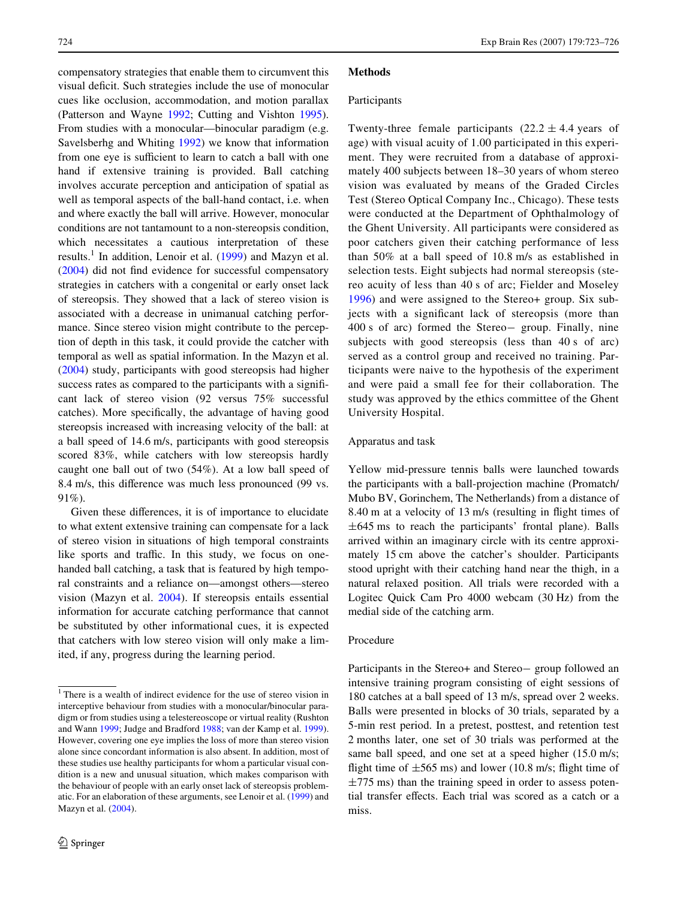compensatory strategies that enable them to circumvent this visual deficit. Such strategies include the use of monocular cues like occlusion, accommodation, and motion parallax (Patterson and Wayne 1992; Cutting and Vishton 1995). From studies with a monocular—binocular paradigm (e.g. Savelsberhg and Whiting 1992) we know that information from one eye is sufficient to learn to catch a ball with one hand if extensive training is provided. Ball catching involves accurate perception and anticipation of spatial as well as temporal aspects of the ball-hand contact, i.e. when and where exactly the ball will arrive. However, monocular conditions are not tantamount to a non-stereopsis condition, which necessitates a cautious interpretation of these results.[1] In addition, Lenoir et al. (1999) and Mazyn et al. (2004) did not find evidence for successful compensatory strategies in catchers with a congenital or early onset lack of stereopsis. They showed that a lack of stereo vision is associated with a decrease in unimanual catching performance. Since stereo vision might contribute to the perception of depth in this task, it could provide the catcher with temporal as well as spatial information. In the Mazyn et al. (2004) study, participants with good stereopsis had higher success rates as compared to the participants with a significant lack of stereo vision (92 versus 75% successful catches). More specifically, the advantage of having good stereopsis increased with increasing velocity of the ball: at a ball speed of 14.6 m/s, participants with good stereopsis scored 83%, while catchers with low stereopsis hardly caught one ball out of two (54%). At a low ball speed of 8.4 m/s, this difference was much less pronounced (99 vs. 91%).

Given these differences, it is of importance to elucidate to what extent extensive training can compensate for a lack of stereo vision in situations of high temporal constraints like sports and traffic. In this study, we focus on one-handed ball catching, a task that is featured by high temporal constraints and a reliance on—amongst others—stereo vision (Mazyn et al. 2004). If stereopsis entails essential information for accurate catching performance that cannot be substituted by other informational cues, it is expected that catchers with low stereo vision will only make a limited, if any, progress during the learning period.

[1] There is a wealth of indirect evidence for the use of stereo vision in interceptive behaviour from studies with a monocular/binocular paradigm or from studies using a telestereoscope or virtual reality (Rushton and Wann 1999; Judge and Bradford 1988; van der Kamp et al. 1999). However, covering one eye implies the loss of more than stereo vision alone since concordant information is also absent. In addition, most of these studies use healthy participants for whom a particular visual condition is a new and unusual situation, which makes comparison with the behaviour of people with an early onset lack of stereopsis problematic. For an elaboration of these arguments, see Lenoir et al. (1999) and Mazyn et al. (2004).

## Methods

### Participants

Twenty-three female participants ($22.2 \pm 4.4$ years of age) with visual acuity of 1.00 participated in this experiment. They were recruited from a database of approximately 400 subjects between 18–30 years of whom stereo vision was evaluated by means of the Graded Circles Test (Stereo Optical Company Inc., Chicago). These tests were conducted at the Department of Ophthalmology of the Ghent University. All participants were considered as poor catchers given their catching performance of less than 50% at a ball speed of 10.8 m/s as established in selection tests. Eight subjects had normal stereopsis (stereo acuity of less than 40 s of arc; Fielder and Moseley 1996) and were assigned to the Stereo+ group. Six subjects with a significant lack of stereopsis (more than 400 s of arc) formed the Stereo− group. Finally, nine subjects with good stereopsis (less than 40 s of arc) served as a control group and received no training. Participants were naive to the hypothesis of the experiment and were paid a small fee for their collaboration. The study was approved by the ethics committee of the Ghent University Hospital.

### Apparatus and task

Yellow mid-pressure tennis balls were launched towards the participants with a ball-projection machine (Promatch/Mubo BV, Gorinchem, The Netherlands) from a distance of 8.40 m at a velocity of 13 m/s (resulting in flight times of $\pm 645$ ms to reach the participants' frontal plane). Balls arrived within an imaginary circle with its centre approximately 15 cm above the catcher's shoulder. Participants stood upright with their catching hand near the thigh, in a natural relaxed position. All trials were recorded with a Logitec Quick Cam Pro 4000 webcam (30 Hz) from the medial side of the catching arm.

### Procedure

Participants in the Stereo+ and Stereo− group followed an intensive training program consisting of eight sessions of 180 catches at a ball speed of 13 m/s, spread over 2 weeks. Balls were presented in blocks of 30 trials, separated by a 5-min rest period. In a pretest, posttest, and retention test 2 months later, one set of 30 trials was performed at the same ball speed, and one set at a speed higher (15.0 m/s; flight time of $\pm 565$ ms) and lower (10.8 m/s; flight time of $\pm 775$ ms) than the training speed in order to assess potential transfer effects. Each trial was scored as a catch or a miss.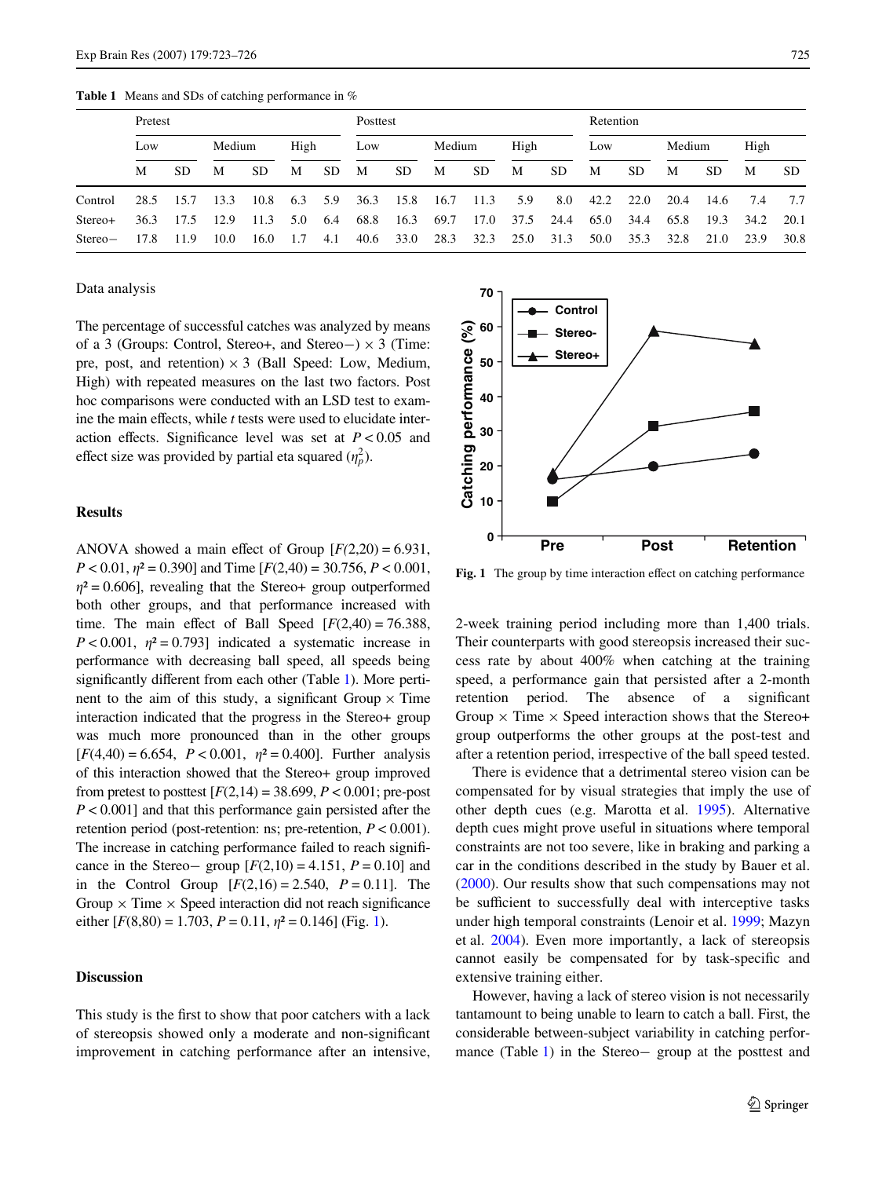**Table 1** Means and SDs of catching performance in %

| | Pretest | | | | | | Posttest | | | | | | Retention | | | | | |
|---|---|---|---|---|---|---|---|---|---|---|---|---|---|---|---|---|---|---|
| | Low | | Medium | | High | | Low | | Medium | | High | | Low | | Medium | | High | |
| | M | SD | M | SD | M | SD | M | SD | M | SD | M | SD | M | SD | M | SD | M | SD |
| Control | 28.5 | 15.7 | 13.3 | 10.8 | 6.3 | 5.9 | 36.3 | 15.8 | 16.7 | 11.3 | 5.9 | 8.0 | 42.2 | 22.0 | 20.4 | 14.6 | 7.4 | 7.7 |
| Stereo+ | 36.3 | 17.5 | 12.9 | 11.3 | 5.0 | 6.4 | 68.8 | 16.3 | 69.7 | 17.0 | 37.5 | 24.4 | 65.0 | 34.4 | 65.8 | 19.3 | 34.2 | 20.1 |
| Stereo− | 17.8 | 11.9 | 10.0 | 16.0 | 1.7 | 4.1 | 40.6 | 33.0 | 28.3 | 32.3 | 25.0 | 31.3 | 50.0 | 35.3 | 32.8 | 21.0 | 23.9 | 30.8 |

Data analysis

The percentage of successful catches was analyzed by means of a 3 (Groups: Control, Stereo+, and Stereo−) × 3 (Time: pre, post, and retention) × 3 (Ball Speed: Low, Medium, High) with repeated measures on the last two factors. Post hoc comparisons were conducted with an LSD test to examine the main effects, while *t* tests were used to elucidate interaction effects. Significance level was set at $P < 0.05$ and effect size was provided by partial eta squared ($\eta_p^2$).

## Results

ANOVA showed a main effect of Group [$F(2,20) = 6.931$, $P < 0.01$, $\eta^2 = 0.390$] and Time [$F(2,40) = 30.756$, $P < 0.001$, $\eta^2 = 0.606$], revealing that the Stereo+ group outperformed both other groups, and that performance increased with time. The main effect of Ball Speed [$F(2,40) = 76.388$, $P < 0.001$, $\eta^2 = 0.793$] indicated a systematic increase in performance with decreasing ball speed, all speeds being significantly different from each other (Table 1). More pertinent to the aim of this study, a significant Group × Time interaction indicated that the progress in the Stereo+ group was much more pronounced than in the other groups [$F(4,40) = 6.654$, $P < 0.001$, $\eta^2 = 0.400$]. Further analysis of this interaction showed that the Stereo+ group improved from pretest to posttest [$F(2,14) = 38.699$, $P < 0.001$; pre-post $P < 0.001$] and that this performance gain persisted after the retention period (post-retention: ns; pre-retention, $P < 0.001$). The increase in catching performance failed to reach significance in the Stereo− group [$F(2,10) = 4.151$, $P = 0.10$] and in the Control Group [$F(2,16) = 2.540$, $P = 0.11$]. The Group × Time × Speed interaction did not reach significance either [$F(8,80) = 1.703$, $P = 0.11$, $\eta^2 = 0.146$] (Fig. 1).

**Fig. 1** The group by time interaction effect on catching performance

## Discussion

This study is the first to show that poor catchers with a lack of stereopsis showed only a moderate and non-significant improvement in catching performance after an intensive, 2-week training period including more than 1,400 trials. Their counterparts with good stereopsis increased their success rate by about 400% when catching at the training speed, a performance gain that persisted after a 2-month retention period. The absence of a significant Group × Time × Speed interaction shows that the Stereo+ group outperforms the other groups at the post-test and after a retention period, irrespective of the ball speed tested.

There is evidence that a detrimental stereo vision can be compensated for by visual strategies that imply the use of other depth cues (e.g. Marotta et al. 1995). Alternative depth cues might prove useful in situations where temporal constraints are not too severe, like in braking and parking a car in the conditions described in the study by Bauer et al. (2000). Our results show that such compensations may not be sufficient to successfully deal with interceptive tasks under high temporal constraints (Lenoir et al. 1999; Mazyn et al. 2004). Even more importantly, a lack of stereopsis cannot easily be compensated for by task-specific and extensive training either.

However, having a lack of stereo vision is not necessarily tantamount to being unable to learn to catch a ball. First, the considerable between-subject variability in catching performance (Table 1) in the Stereo− group at the posttest and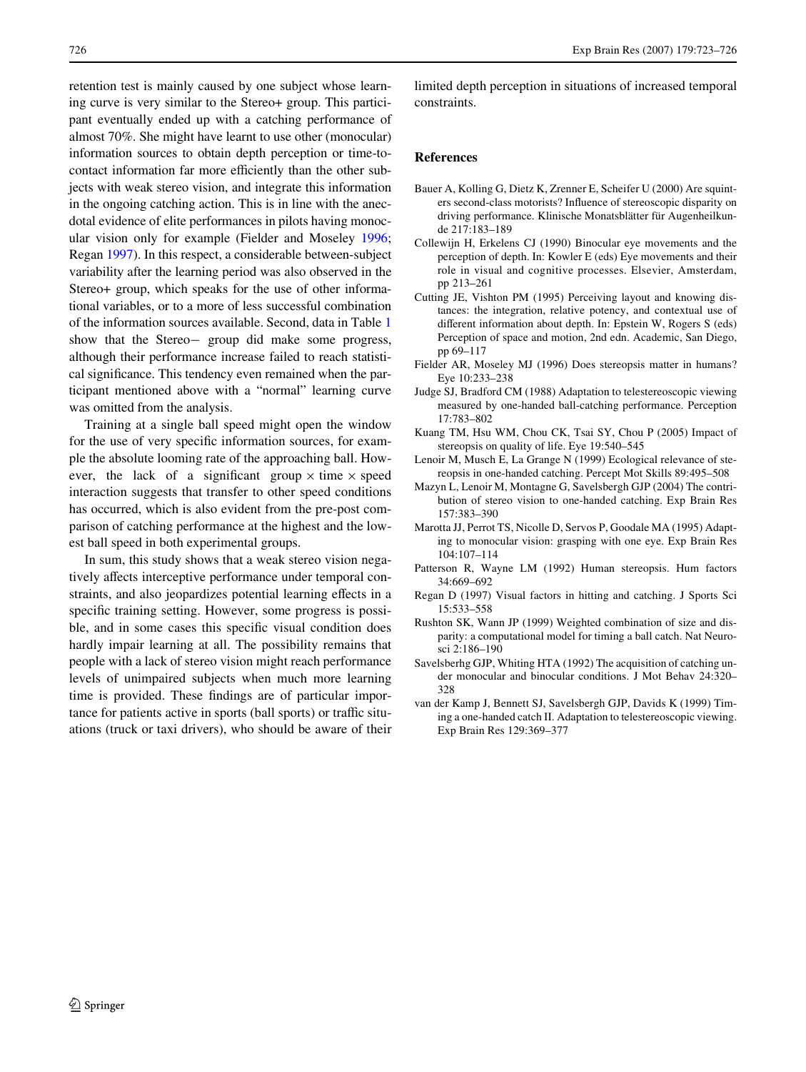retention test is mainly caused by one subject whose learning curve is very similar to the Stereo+ group. This participant eventually ended up with a catching performance of almost 70%. She might have learnt to use other (monocular) information sources to obtain depth perception or time-to-contact information far more efficiently than the other subjects with weak stereo vision, and integrate this information in the ongoing catching action. This is in line with the anecdotal evidence of elite performances in pilots having monocular vision only for example (Fielder and Moseley 1996; Regan 1997). In this respect, a considerable between-subject variability after the learning period was also observed in the Stereo+ group, which speaks for the use of other informational variables, or to a more of less successful combination of the information sources available. Second, data in Table 1 show that the Stereo− group did make some progress, although their performance increase failed to reach statistical significance. This tendency even remained when the participant mentioned above with a "normal" learning curve was omitted from the analysis.

Training at a single ball speed might open the window for the use of very specific information sources, for example the absolute looming rate of the approaching ball. However, the lack of a significant group × time × speed interaction suggests that transfer to other speed conditions has occurred, which is also evident from the pre-post comparison of catching performance at the highest and the lowest ball speed in both experimental groups.

In sum, this study shows that a weak stereo vision negatively affects interceptive performance under temporal constraints, and also jeopardizes potential learning effects in a specific training setting. However, some progress is possible, and in some cases this specific visual condition does hardly impair learning at all. The possibility remains that people with a lack of stereo vision might reach performance levels of unimpaired subjects when much more learning time is provided. These findings are of particular importance for patients active in sports (ball sports) or traffic situations (truck or taxi drivers), who should be aware of their limited depth perception in situations of increased temporal constraints.

## References

Bauer A, Kolling G, Dietz K, Zrenner E, Scheifer U (2000) Are squinters second-class motorists? Influence of stereoscopic disparity on driving performance. Klinische Monatsblätter für Augenheilkunde 217:183–189

Collewijn H, Erkelens CJ (1990) Binocular eye movements and the perception of depth. In: Kowler E (eds) Eye movements and their role in visual and cognitive processes. Elsevier, Amsterdam, pp 213–261

Cutting JE, Vishton PM (1995) Perceiving layout and knowing distances: the integration, relative potency, and contextual use of different information about depth. In: Epstein W, Rogers S (eds) Perception of space and motion, 2nd edn. Academic, San Diego, pp 69–117

Fielder AR, Moseley MJ (1996) Does stereopsis matter in humans? Eye 10:233–238

Judge SJ, Bradford CM (1988) Adaptation to telestereoscopic viewing measured by one-handed ball-catching performance. Perception 17:783–802

Kuang TM, Hsu WM, Chou CK, Tsai SY, Chou P (2005) Impact of stereopsis on quality of life. Eye 19:540–545

Lenoir M, Musch E, La Grange N (1999) Ecological relevance of stereopsis in one-handed catching. Percept Mot Skills 89:495–508

Mazyn L, Lenoir M, Montagne G, Savelsbergh GJP (2004) The contribution of stereo vision to one-handed catching. Exp Brain Res 157:383–390

Marotta JJ, Perrot TS, Nicolle D, Servos P, Goodale MA (1995) Adapting to monocular vision: grasping with one eye. Exp Brain Res 104:107–114

Patterson R, Wayne LM (1992) Human stereopsis. Hum factors 34:669–692

Regan D (1997) Visual factors in hitting and catching. J Sports Sci 15:533–558

Rushton SK, Wann JP (1999) Weighted combination of size and disparity: a computational model for timing a ball catch. Nat Neurosci 2:186–190

Savelsberhg GJP, Whiting HTA (1992) The acquisition of catching under monocular and binocular conditions. J Mot Behav 24:320–328

van der Kamp J, Bennett SJ, Savelsbergh GJP, Davids K (1999) Timing a one-handed catch II. Adaptation to telestereoscopic viewing. Exp Brain Res 129:369–377